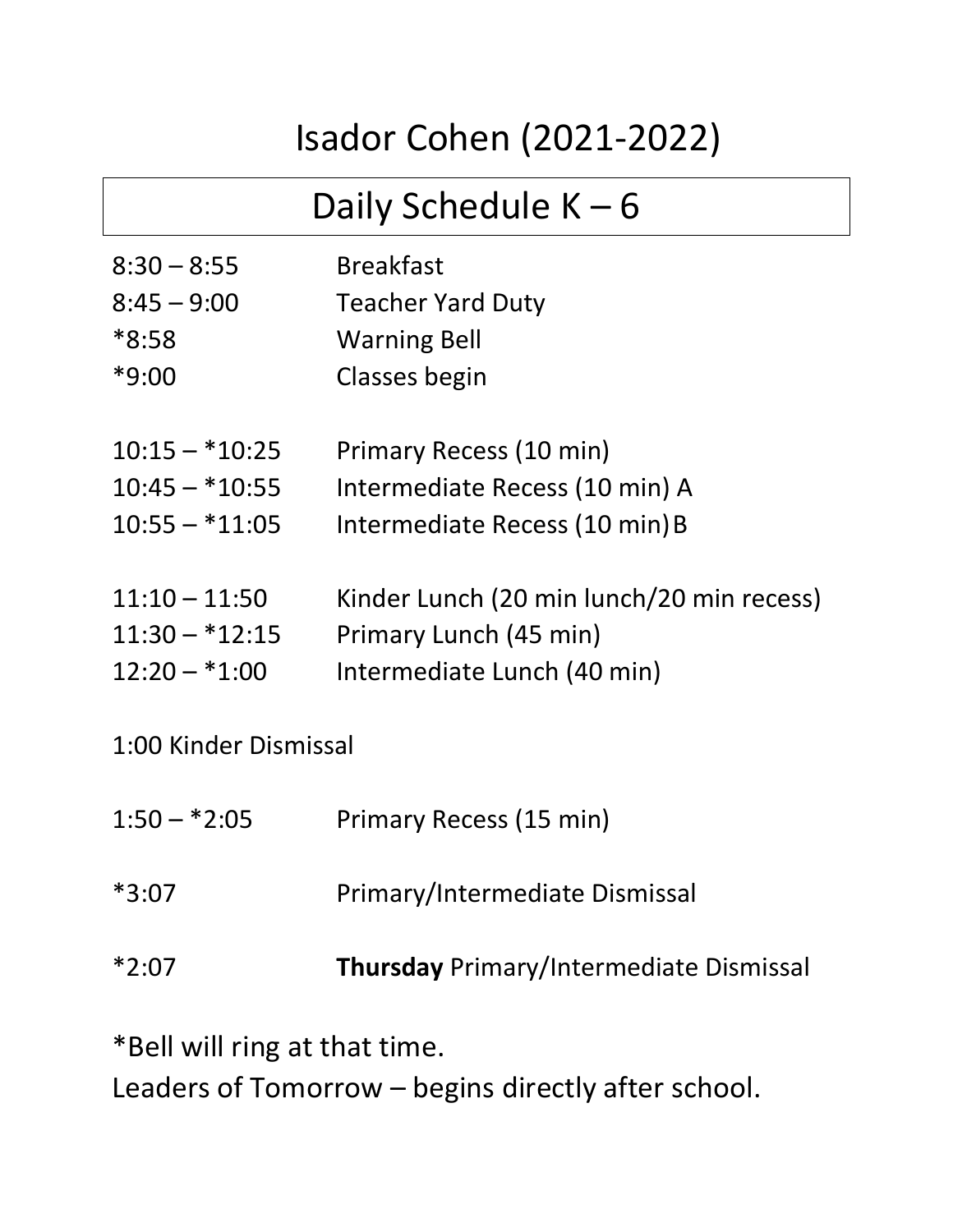# Isador Cohen (2021-2022)

## Daily Schedule K – 6

| | |
|---|---|
| 8:30 – 8:55 | Breakfast |
| 8:45 – 9:00 | Teacher Yard Duty |
| *8:58 | Warning Bell |
| *9:00 | Classes begin |
| | |
| 10:15 – *10:25 | Primary Recess (10 min) |
| 10:45 – *10:55 | Intermediate Recess (10 min) A |
| 10:55 – *11:05 | Intermediate Recess (10 min) B |
| | |
| 11:10 – 11:50 | Kinder Lunch (20 min lunch/20 min recess) |
| 11:30 – *12:15 | Primary Lunch (45 min) |
| 12:20 – *1:00 | Intermediate Lunch (40 min) |

1:00 Kinder Dismissal

| | |
|---|---|
| 1:50 – *2:05 | Primary Recess (15 min) |
| *3:07 | Primary/Intermediate Dismissal |
| *2:07 | **Thursday** Primary/Intermediate Dismissal |

*Bell will ring at that time.

Leaders of Tomorrow – begins directly after school.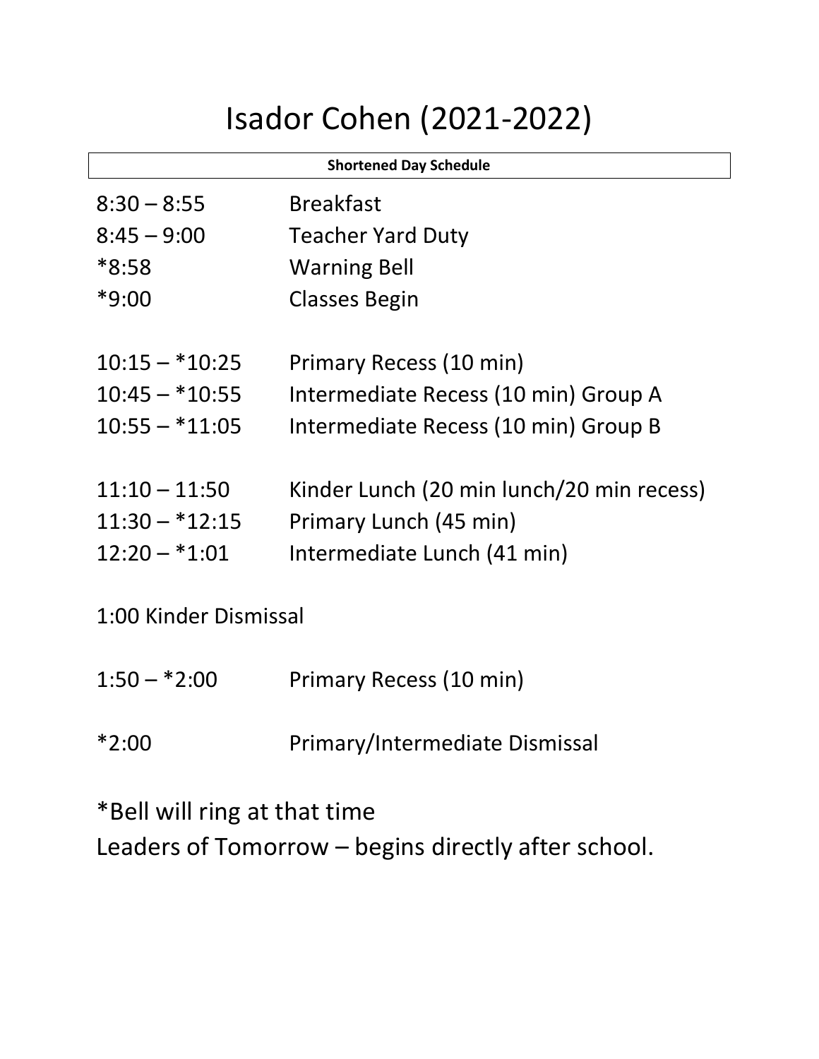# Isador Cohen (2021-2022)

**Shortened Day Schedule**

| | |
|---|---|
| 8:30 – 8:55 | Breakfast |
| 8:45 – 9:00 | Teacher Yard Duty |
| *8:58 | Warning Bell |
| *9:00 | Classes Begin |
| 10:15 – *10:25 | Primary Recess (10 min) |
| 10:45 – *10:55 | Intermediate Recess (10 min) Group A |
| 10:55 – *11:05 | Intermediate Recess (10 min) Group B |
| 11:10 – 11:50 | Kinder Lunch (20 min lunch/20 min recess) |
| 11:30 – *12:15 | Primary Lunch (45 min) |
| 12:20 – *1:01 | Intermediate Lunch (41 min) |

1:00 Kinder Dismissal

| | |
|---|---|
| 1:50 – *2:00 | Primary Recess (10 min) |
| *2:00 | Primary/Intermediate Dismissal |

*Bell will ring at that time

Leaders of Tomorrow – begins directly after school.